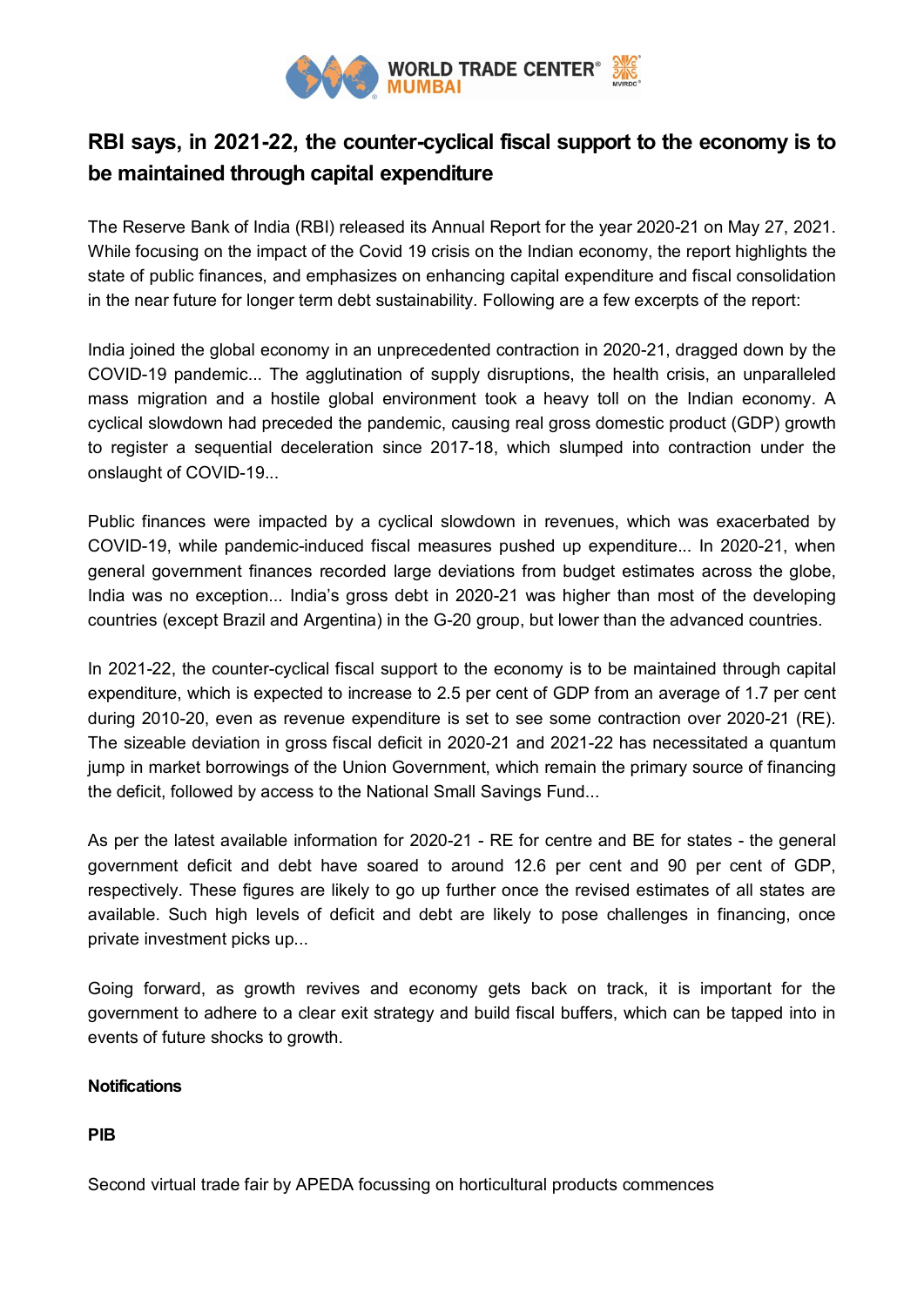# RBI says, in 2021-22, the counter-cyclical fiscal support to the economy is to be maintained through capital expenditure

The Reserve Bank of India (RBI) released its Annual Report for the year 2020-21 on May 27, 2021. While focusing on the impact of the Covid 19 crisis on the Indian economy, the report highlights the state of public finances, and emphasizes on enhancing capital expenditure and fiscal consolidation in the near future for longer term debt sustainability. Following are a few excerpts of the report:

India joined the global economy in an unprecedented contraction in 2020-21, dragged down by the COVID-19 pandemic... The agglutination of supply disruptions, the health crisis, an unparalleled mass migration and a hostile global environment took a heavy toll on the Indian economy. A cyclical slowdown had preceded the pandemic, causing real gross domestic product (GDP) growth to register a sequential deceleration since 2017-18, which slumped into contraction under the onslaught of COVID-19...

Public finances were impacted by a cyclical slowdown in revenues, which was exacerbated by COVID-19, while pandemic-induced fiscal measures pushed up expenditure... In 2020-21, when general government finances recorded large deviations from budget estimates across the globe, India was no exception... India's gross debt in 2020-21 was higher than most of the developing countries (except Brazil and Argentina) in the G-20 group, but lower than the advanced countries.

In 2021-22, the counter-cyclical fiscal support to the economy is to be maintained through capital expenditure, which is expected to increase to 2.5 per cent of GDP from an average of 1.7 per cent during 2010-20, even as revenue expenditure is set to see some contraction over 2020-21 (RE). The sizeable deviation in gross fiscal deficit in 2020-21 and 2021-22 has necessitated a quantum jump in market borrowings of the Union Government, which remain the primary source of financing the deficit, followed by access to the National Small Savings Fund...

As per the latest available information for 2020-21 - RE for centre and BE for states - the general government deficit and debt have soared to around 12.6 per cent and 90 per cent of GDP, respectively. These figures are likely to go up further once the revised estimates of all states are available. Such high levels of deficit and debt are likely to pose challenges in financing, once private investment picks up...

Going forward, as growth revives and economy gets back on track, it is important for the government to adhere to a clear exit strategy and build fiscal buffers, which can be tapped into in events of future shocks to growth.

**Notifications**

**PIB**

Second virtual trade fair by APEDA focussing on horticultural products commences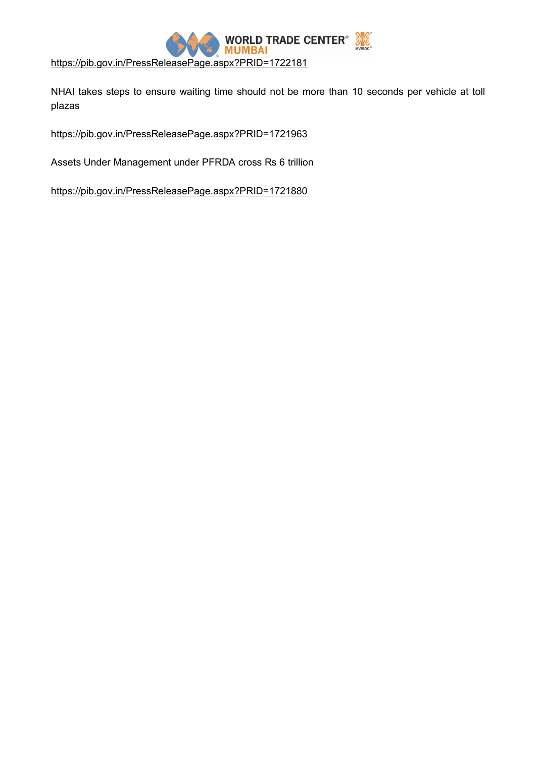https://pib.gov.in/PressReleasePage.aspx?PRID=1722181

NHAI takes steps to ensure waiting time should not be more than 10 seconds per vehicle at toll plazas

https://pib.gov.in/PressReleasePage.aspx?PRID=1721963

Assets Under Management under PFRDA cross Rs 6 trillion

https://pib.gov.in/PressReleasePage.aspx?PRID=1721880